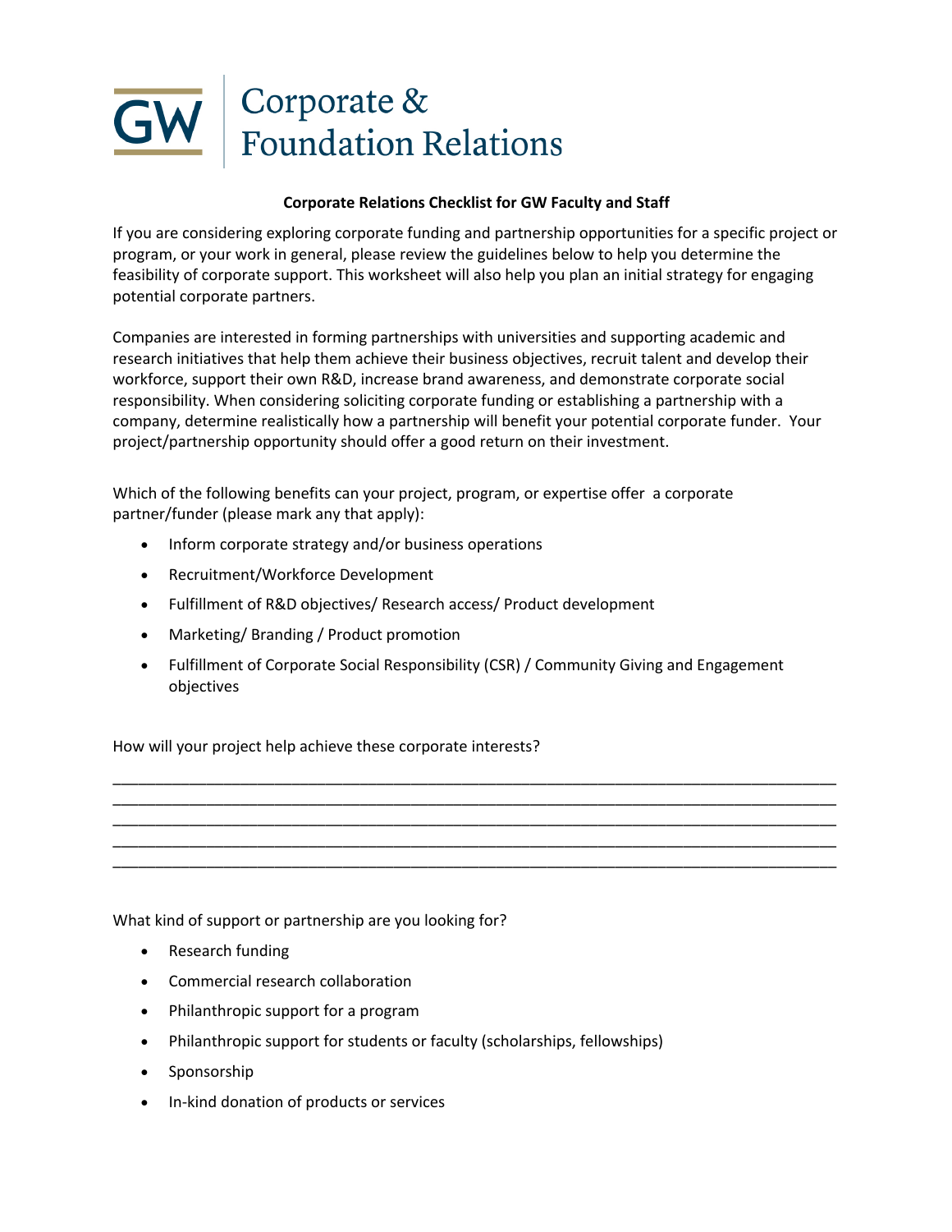# GW Corporate & Foundation Relations

**Corporate Relations Checklist for GW Faculty and Staff**

If you are considering exploring corporate funding and partnership opportunities for a specific project or program, or your work in general, please review the guidelines below to help you determine the feasibility of corporate support. This worksheet will also help you plan an initial strategy for engaging potential corporate partners.

Companies are interested in forming partnerships with universities and supporting academic and research initiatives that help them achieve their business objectives, recruit talent and develop their workforce, support their own R&D, increase brand awareness, and demonstrate corporate social responsibility. When considering soliciting corporate funding or establishing a partnership with a company, determine realistically how a partnership will benefit your potential corporate funder. Your project/partnership opportunity should offer a good return on their investment.

Which of the following benefits can your project, program, or expertise offer a corporate partner/funder (please mark any that apply):

- Inform corporate strategy and/or business operations
- Recruitment/Workforce Development
- Fulfillment of R&D objectives/ Research access/ Product development
- Marketing/ Branding / Product promotion
- Fulfillment of Corporate Social Responsibility (CSR) / Community Giving and Engagement objectives

How will your project help achieve these corporate interests?

________________________________________________________________________________
________________________________________________________________________________
________________________________________________________________________________
________________________________________________________________________________
________________________________________________________________________________

What kind of support or partnership are you looking for?

- Research funding
- Commercial research collaboration
- Philanthropic support for a program
- Philanthropic support for students or faculty (scholarships, fellowships)
- Sponsorship
- In-kind donation of products or services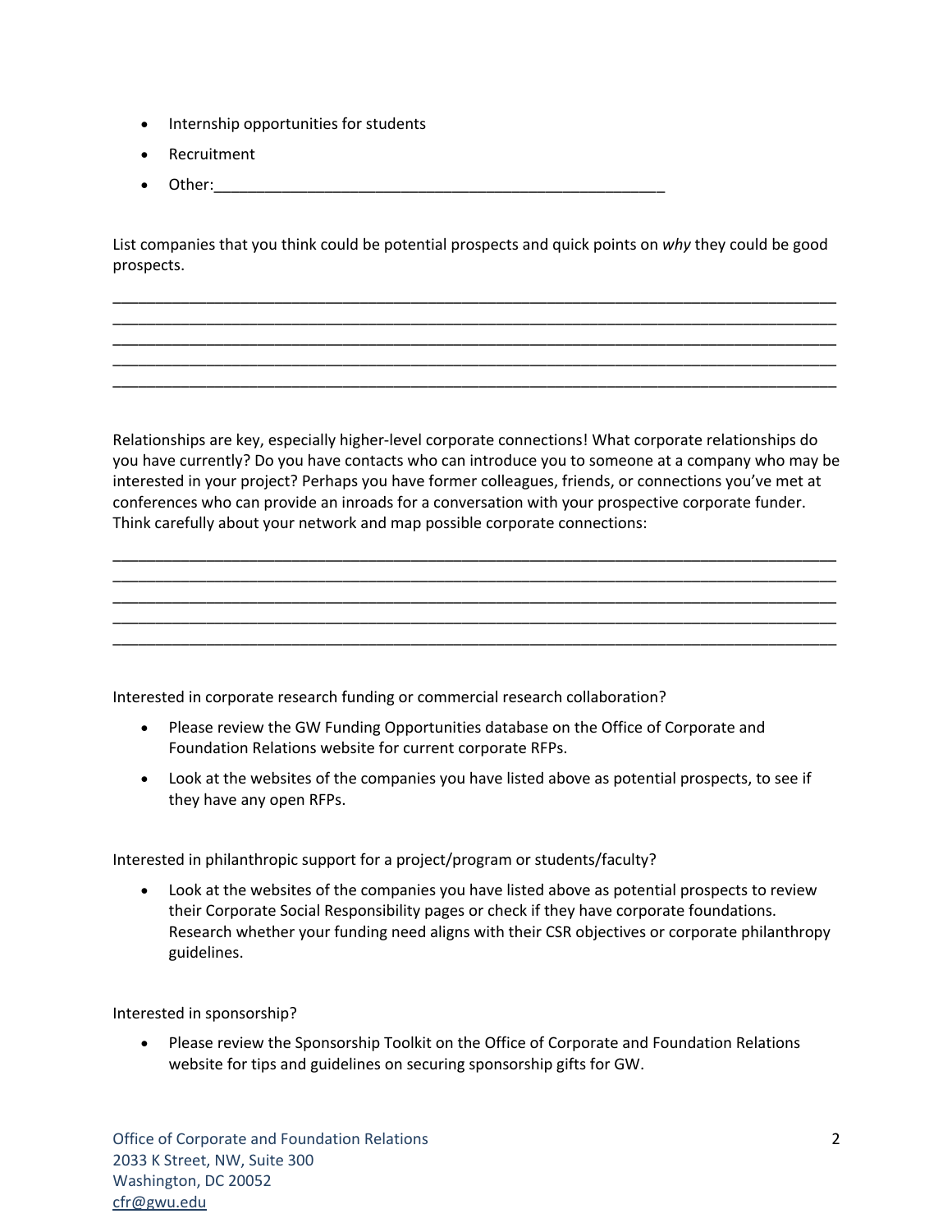- Internship opportunities for students
- Recruitment
- Other:______________________________________________________

List companies that you think could be potential prospects and quick points on *why* they could be good prospects.

_____________________________________________________________________________________
_____________________________________________________________________________________
_____________________________________________________________________________________
_____________________________________________________________________________________
_____________________________________________________________________________________

Relationships are key, especially higher-level corporate connections! What corporate relationships do you have currently? Do you have contacts who can introduce you to someone at a company who may be interested in your project? Perhaps you have former colleagues, friends, or connections you've met at conferences who can provide an inroads for a conversation with your prospective corporate funder. Think carefully about your network and map possible corporate connections:

_____________________________________________________________________________________
_____________________________________________________________________________________
_____________________________________________________________________________________
_____________________________________________________________________________________
_____________________________________________________________________________________

Interested in corporate research funding or commercial research collaboration?

- Please review the GW Funding Opportunities database on the Office of Corporate and Foundation Relations website for current corporate RFPs.
- Look at the websites of the companies you have listed above as potential prospects, to see if they have any open RFPs.

Interested in philanthropic support for a project/program or students/faculty?

- Look at the websites of the companies you have listed above as potential prospects to review their Corporate Social Responsibility pages or check if they have corporate foundations. Research whether your funding need aligns with their CSR objectives or corporate philanthropy guidelines.

Interested in sponsorship?

- Please review the Sponsorship Toolkit on the Office of Corporate and Foundation Relations website for tips and guidelines on securing sponsorship gifts for GW.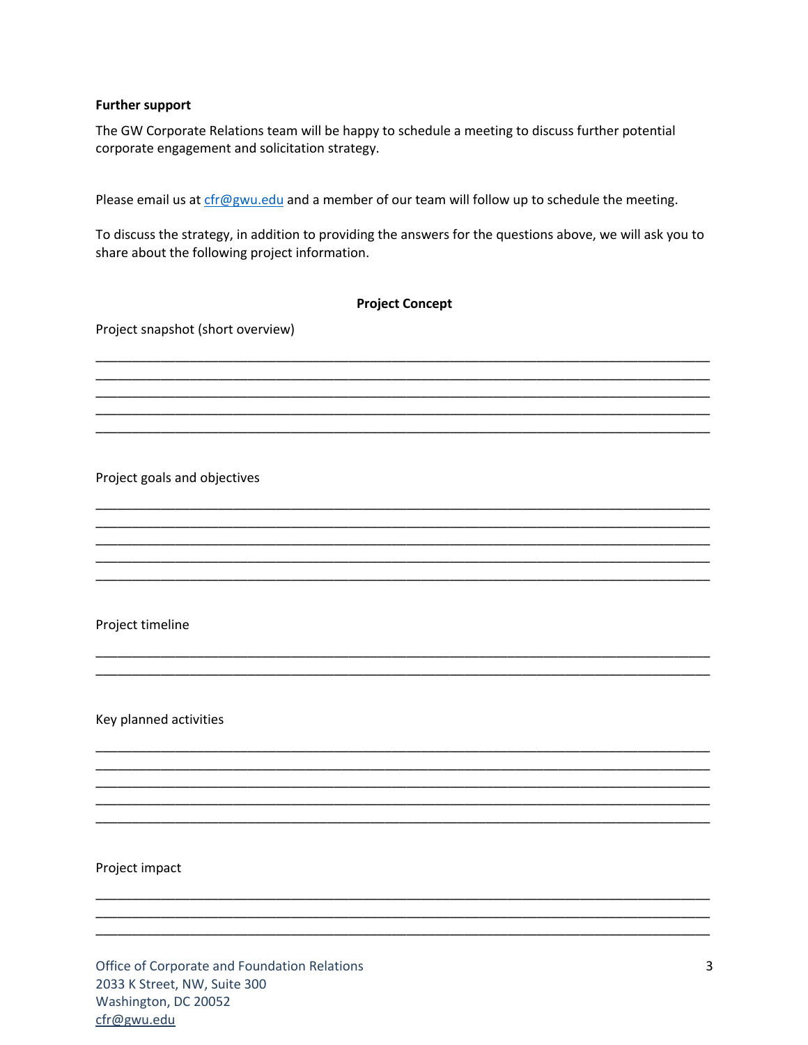**Further support**

The GW Corporate Relations team will be happy to schedule a meeting to discuss further potential corporate engagement and solicitation strategy.

Please email us at cfr@gwu.edu and a member of our team will follow up to schedule the meeting.

To discuss the strategy, in addition to providing the answers for the questions above, we will ask you to share about the following project information.

**Project Concept**

Project snapshot (short overview)

\_\_\_\_\_\_\_\_\_\_\_\_\_\_\_\_\_\_\_\_\_\_\_\_\_\_\_\_\_\_\_\_\_\_\_\_\_\_\_\_\_\_\_\_\_\_\_\_\_\_\_\_\_\_\_\_\_\_\_\_\_\_\_\_\_\_\_\_\_\_\_\_\_\_\_\_\_\_
\_\_\_\_\_\_\_\_\_\_\_\_\_\_\_\_\_\_\_\_\_\_\_\_\_\_\_\_\_\_\_\_\_\_\_\_\_\_\_\_\_\_\_\_\_\_\_\_\_\_\_\_\_\_\_\_\_\_\_\_\_\_\_\_\_\_\_\_\_\_\_\_\_\_\_\_\_\_
\_\_\_\_\_\_\_\_\_\_\_\_\_\_\_\_\_\_\_\_\_\_\_\_\_\_\_\_\_\_\_\_\_\_\_\_\_\_\_\_\_\_\_\_\_\_\_\_\_\_\_\_\_\_\_\_\_\_\_\_\_\_\_\_\_\_\_\_\_\_\_\_\_\_\_\_\_\_
\_\_\_\_\_\_\_\_\_\_\_\_\_\_\_\_\_\_\_\_\_\_\_\_\_\_\_\_\_\_\_\_\_\_\_\_\_\_\_\_\_\_\_\_\_\_\_\_\_\_\_\_\_\_\_\_\_\_\_\_\_\_\_\_\_\_\_\_\_\_\_\_\_\_\_\_\_\_
\_\_\_\_\_\_\_\_\_\_\_\_\_\_\_\_\_\_\_\_\_\_\_\_\_\_\_\_\_\_\_\_\_\_\_\_\_\_\_\_\_\_\_\_\_\_\_\_\_\_\_\_\_\_\_\_\_\_\_\_\_\_\_\_\_\_\_\_\_\_\_\_\_\_\_\_\_\_

Project goals and objectives

\_\_\_\_\_\_\_\_\_\_\_\_\_\_\_\_\_\_\_\_\_\_\_\_\_\_\_\_\_\_\_\_\_\_\_\_\_\_\_\_\_\_\_\_\_\_\_\_\_\_\_\_\_\_\_\_\_\_\_\_\_\_\_\_\_\_\_\_\_\_\_\_\_\_\_\_\_\_
\_\_\_\_\_\_\_\_\_\_\_\_\_\_\_\_\_\_\_\_\_\_\_\_\_\_\_\_\_\_\_\_\_\_\_\_\_\_\_\_\_\_\_\_\_\_\_\_\_\_\_\_\_\_\_\_\_\_\_\_\_\_\_\_\_\_\_\_\_\_\_\_\_\_\_\_\_\_
\_\_\_\_\_\_\_\_\_\_\_\_\_\_\_\_\_\_\_\_\_\_\_\_\_\_\_\_\_\_\_\_\_\_\_\_\_\_\_\_\_\_\_\_\_\_\_\_\_\_\_\_\_\_\_\_\_\_\_\_\_\_\_\_\_\_\_\_\_\_\_\_\_\_\_\_\_\_
\_\_\_\_\_\_\_\_\_\_\_\_\_\_\_\_\_\_\_\_\_\_\_\_\_\_\_\_\_\_\_\_\_\_\_\_\_\_\_\_\_\_\_\_\_\_\_\_\_\_\_\_\_\_\_\_\_\_\_\_\_\_\_\_\_\_\_\_\_\_\_\_\_\_\_\_\_\_
\_\_\_\_\_\_\_\_\_\_\_\_\_\_\_\_\_\_\_\_\_\_\_\_\_\_\_\_\_\_\_\_\_\_\_\_\_\_\_\_\_\_\_\_\_\_\_\_\_\_\_\_\_\_\_\_\_\_\_\_\_\_\_\_\_\_\_\_\_\_\_\_\_\_\_\_\_\_

Project timeline

\_\_\_\_\_\_\_\_\_\_\_\_\_\_\_\_\_\_\_\_\_\_\_\_\_\_\_\_\_\_\_\_\_\_\_\_\_\_\_\_\_\_\_\_\_\_\_\_\_\_\_\_\_\_\_\_\_\_\_\_\_\_\_\_\_\_\_\_\_\_\_\_\_\_\_\_\_\_
\_\_\_\_\_\_\_\_\_\_\_\_\_\_\_\_\_\_\_\_\_\_\_\_\_\_\_\_\_\_\_\_\_\_\_\_\_\_\_\_\_\_\_\_\_\_\_\_\_\_\_\_\_\_\_\_\_\_\_\_\_\_\_\_\_\_\_\_\_\_\_\_\_\_\_\_\_\_

Key planned activities

\_\_\_\_\_\_\_\_\_\_\_\_\_\_\_\_\_\_\_\_\_\_\_\_\_\_\_\_\_\_\_\_\_\_\_\_\_\_\_\_\_\_\_\_\_\_\_\_\_\_\_\_\_\_\_\_\_\_\_\_\_\_\_\_\_\_\_\_\_\_\_\_\_\_\_\_\_\_
\_\_\_\_\_\_\_\_\_\_\_\_\_\_\_\_\_\_\_\_\_\_\_\_\_\_\_\_\_\_\_\_\_\_\_\_\_\_\_\_\_\_\_\_\_\_\_\_\_\_\_\_\_\_\_\_\_\_\_\_\_\_\_\_\_\_\_\_\_\_\_\_\_\_\_\_\_\_
\_\_\_\_\_\_\_\_\_\_\_\_\_\_\_\_\_\_\_\_\_\_\_\_\_\_\_\_\_\_\_\_\_\_\_\_\_\_\_\_\_\_\_\_\_\_\_\_\_\_\_\_\_\_\_\_\_\_\_\_\_\_\_\_\_\_\_\_\_\_\_\_\_\_\_\_\_\_
\_\_\_\_\_\_\_\_\_\_\_\_\_\_\_\_\_\_\_\_\_\_\_\_\_\_\_\_\_\_\_\_\_\_\_\_\_\_\_\_\_\_\_\_\_\_\_\_\_\_\_\_\_\_\_\_\_\_\_\_\_\_\_\_\_\_\_\_\_\_\_\_\_\_\_\_\_\_
\_\_\_\_\_\_\_\_\_\_\_\_\_\_\_\_\_\_\_\_\_\_\_\_\_\_\_\_\_\_\_\_\_\_\_\_\_\_\_\_\_\_\_\_\_\_\_\_\_\_\_\_\_\_\_\_\_\_\_\_\_\_\_\_\_\_\_\_\_\_\_\_\_\_\_\_\_\_

Project impact

\_\_\_\_\_\_\_\_\_\_\_\_\_\_\_\_\_\_\_\_\_\_\_\_\_\_\_\_\_\_\_\_\_\_\_\_\_\_\_\_\_\_\_\_\_\_\_\_\_\_\_\_\_\_\_\_\_\_\_\_\_\_\_\_\_\_\_\_\_\_\_\_\_\_\_\_\_\_
\_\_\_\_\_\_\_\_\_\_\_\_\_\_\_\_\_\_\_\_\_\_\_\_\_\_\_\_\_\_\_\_\_\_\_\_\_\_\_\_\_\_\_\_\_\_\_\_\_\_\_\_\_\_\_\_\_\_\_\_\_\_\_\_\_\_\_\_\_\_\_\_\_\_\_\_\_\_
\_\_\_\_\_\_\_\_\_\_\_\_\_\_\_\_\_\_\_\_\_\_\_\_\_\_\_\_\_\_\_\_\_\_\_\_\_\_\_\_\_\_\_\_\_\_\_\_\_\_\_\_\_\_\_\_\_\_\_\_\_\_\_\_\_\_\_\_\_\_\_\_\_\_\_\_\_\_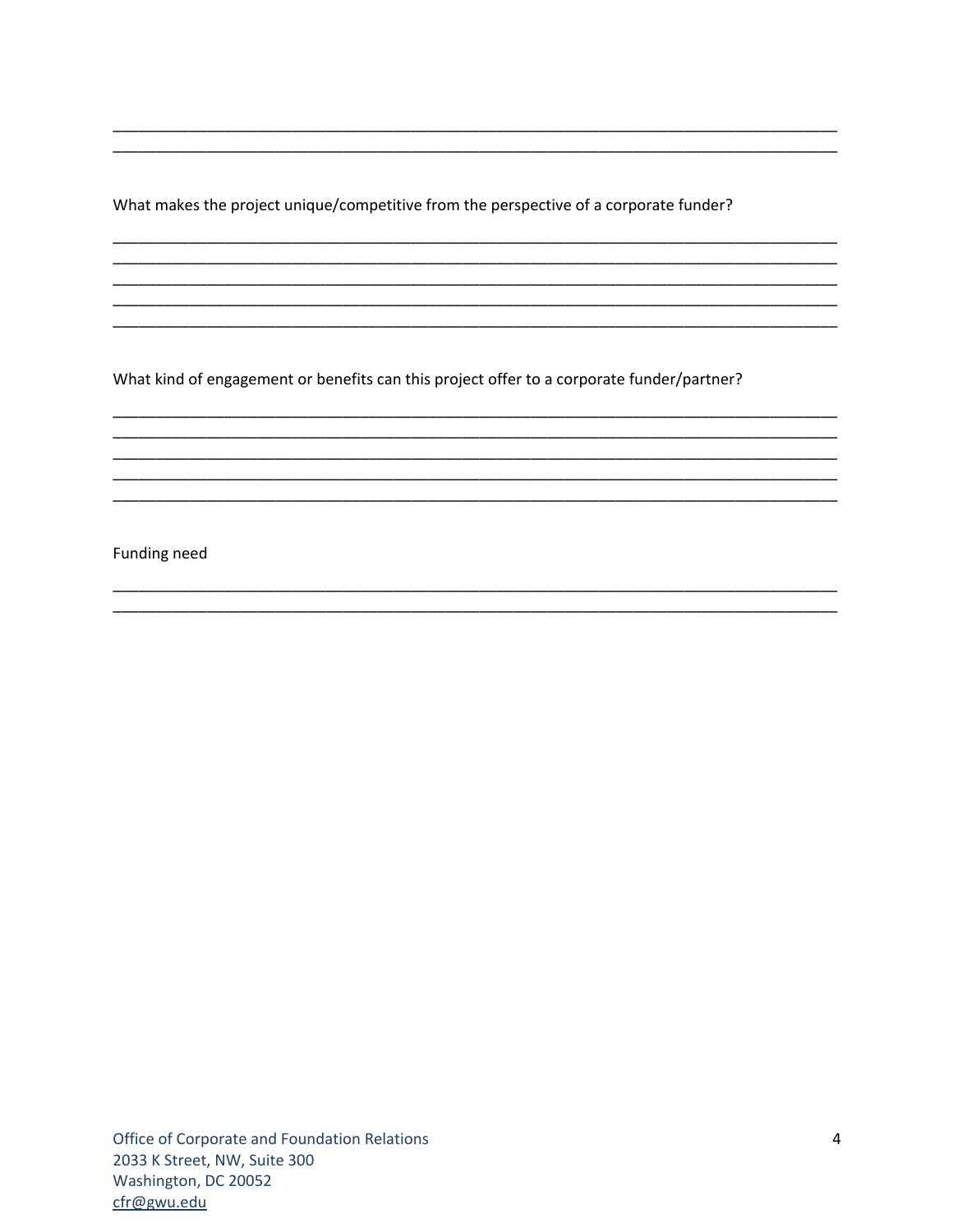______________________________________________________________________________
______________________________________________________________________________

What makes the project unique/competitive from the perspective of a corporate funder?

______________________________________________________________________________
______________________________________________________________________________
______________________________________________________________________________
______________________________________________________________________________
______________________________________________________________________________

What kind of engagement or benefits can this project offer to a corporate funder/partner?

______________________________________________________________________________
______________________________________________________________________________
______________________________________________________________________________
______________________________________________________________________________
______________________________________________________________________________

Funding need

______________________________________________________________________________
______________________________________________________________________________

Office of Corporate and Foundation Relations
2033 K Street, NW, Suite 300
Washington, DC 20052
cfr@gwu.edu